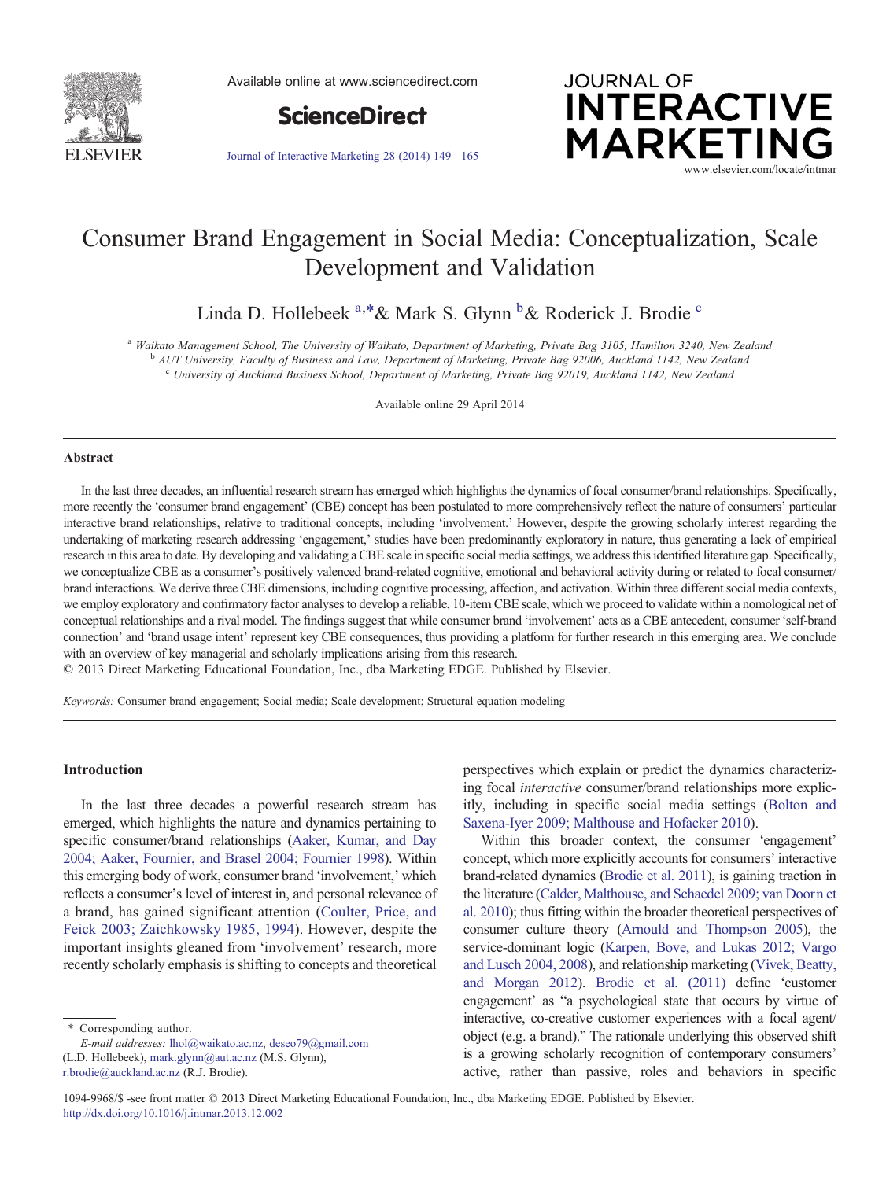# Consumer Brand Engagement in Social Media: Conceptualization, Scale Development and Validation

Linda D. Hollebeek [a,*] & Mark S. Glynn [b] & Roderick J. Brodie [c]

[a] *Waikato Management School, The University of Waikato, Department of Marketing, Private Bag 3105, Hamilton 3240, New Zealand*
[b] *AUT University, Faculty of Business and Law, Department of Marketing, Private Bag 92006, Auckland 1142, New Zealand*
[c] *University of Auckland Business School, Department of Marketing, Private Bag 92019, Auckland 1142, New Zealand*

Available online 29 April 2014

## Abstract

In the last three decades, an influential research stream has emerged which highlights the dynamics of focal consumer/brand relationships. Specifically, more recently the 'consumer brand engagement' (CBE) concept has been postulated to more comprehensively reflect the nature of consumers' particular interactive brand relationships, relative to traditional concepts, including 'involvement.' However, despite the growing scholarly interest regarding the undertaking of marketing research addressing 'engagement,' studies have been predominantly exploratory in nature, thus generating a lack of empirical research in this area to date. By developing and validating a CBE scale in specific social media settings, we address this identified literature gap. Specifically, we conceptualize CBE as a consumer's positively valenced brand-related cognitive, emotional and behavioral activity during or related to focal consumer/brand interactions. We derive three CBE dimensions, including cognitive processing, affection, and activation. Within three different social media contexts, we employ exploratory and confirmatory factor analyses to develop a reliable, 10-item CBE scale, which we proceed to validate within a nomological net of conceptual relationships and a rival model. The findings suggest that while consumer brand 'involvement' acts as a CBE antecedent, consumer 'self-brand connection' and 'brand usage intent' represent key CBE consequences, thus providing a platform for further research in this emerging area. We conclude with an overview of key managerial and scholarly implications arising from this research.
© 2013 Direct Marketing Educational Foundation, Inc., dba Marketing EDGE. Published by Elsevier.

*Keywords:* Consumer brand engagement; Social media; Scale development; Structural equation modeling

## Introduction

In the last three decades a powerful research stream has emerged, which highlights the nature and dynamics pertaining to specific consumer/brand relationships (Aaker, Kumar, and Day 2004; Aaker, Fournier, and Brasel 2004; Fournier 1998). Within this emerging body of work, consumer brand 'involvement,' which reflects a consumer's level of interest in, and personal relevance of a brand, has gained significant attention (Coulter, Price, and Feick 2003; Zaichkowsky 1985, 1994). However, despite the important insights gleaned from 'involvement' research, more recently scholarly emphasis is shifting to concepts and theoretical perspectives which explain or predict the dynamics characterizing focal *interactive* consumer/brand relationships more explicitly, including in specific social media settings (Bolton and Saxena-Iyer 2009; Malthouse and Hofacker 2010).

Within this broader context, the consumer 'engagement' concept, which more explicitly accounts for consumers' interactive brand-related dynamics (Brodie et al. 2011), is gaining traction in the literature (Calder, Malthouse, and Schaedel 2009; van Doorn et al. 2010); thus fitting within the broader theoretical perspectives of consumer culture theory (Arnould and Thompson 2005), the service-dominant logic (Karpen, Bove, and Lukas 2012; Vargo and Lusch 2004, 2008), and relationship marketing (Vivek, Beatty, and Morgan 2012). Brodie et al. (2011) define 'customer engagement' as "a psychological state that occurs by virtue of interactive, co-creative customer experiences with a focal agent/object (e.g. a brand)." The rationale underlying this observed shift is a growing scholarly recognition of contemporary consumers' active, rather than passive, roles and behaviors in specific

\* Corresponding author.
*E-mail addresses:* lhol@waikato.ac.nz, deseo79@gmail.com (L.D. Hollebeek), mark.glynn@aut.ac.nz (M.S. Glynn), r.brodie@auckland.ac.nz (R.J. Brodie).

1094-9968/$ -see front matter © 2013 Direct Marketing Educational Foundation, Inc., dba Marketing EDGE. Published by Elsevier.
http://dx.doi.org/10.1016/j.intmar.2013.12.002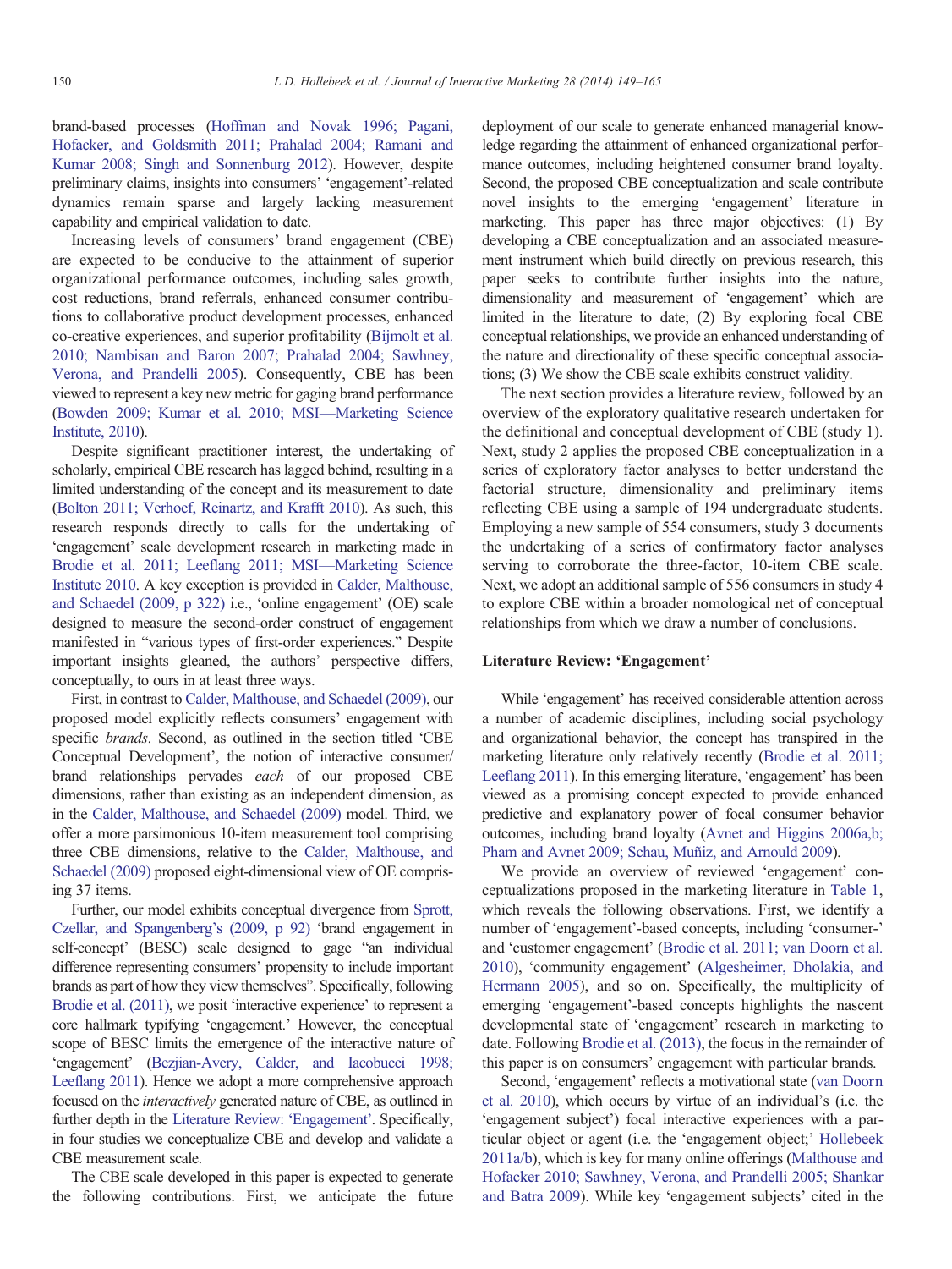brand-based processes (Hoffman and Novak 1996; Pagani, Hofacker, and Goldsmith 2011; Prahalad 2004; Ramani and Kumar 2008; Singh and Sonnenburg 2012). However, despite preliminary claims, insights into consumers' 'engagement'-related dynamics remain sparse and largely lacking measurement capability and empirical validation to date.

Increasing levels of consumers' brand engagement (CBE) are expected to be conducive to the attainment of superior organizational performance outcomes, including sales growth, cost reductions, brand referrals, enhanced consumer contributions to collaborative product development processes, enhanced co-creative experiences, and superior profitability (Bijmolt et al. 2010; Nambisan and Baron 2007; Prahalad 2004; Sawhney, Verona, and Prandelli 2005). Consequently, CBE has been viewed to represent a key new metric for gaging brand performance (Bowden 2009; Kumar et al. 2010; MSI—Marketing Science Institute, 2010).

Despite significant practitioner interest, the undertaking of scholarly, empirical CBE research has lagged behind, resulting in a limited understanding of the concept and its measurement to date (Bolton 2011; Verhoef, Reinartz, and Krafft 2010). As such, this research responds directly to calls for the undertaking of 'engagement' scale development research in marketing made in Brodie et al. 2011; Leeflang 2011; MSI—Marketing Science Institute 2010. A key exception is provided in Calder, Malthouse, and Schaedel (2009, p 322) i.e., 'online engagement' (OE) scale designed to measure the second-order construct of engagement manifested in "various types of first-order experiences." Despite important insights gleaned, the authors' perspective differs, conceptually, to ours in at least three ways.

First, in contrast to Calder, Malthouse, and Schaedel (2009), our proposed model explicitly reflects consumers' engagement with specific *brands*. Second, as outlined in the section titled 'CBE Conceptual Development', the notion of interactive consumer/brand relationships pervades *each* of our proposed CBE dimensions, rather than existing as an independent dimension, as in the Calder, Malthouse, and Schaedel (2009) model. Third, we offer a more parsimonious 10-item measurement tool comprising three CBE dimensions, relative to the Calder, Malthouse, and Schaedel (2009) proposed eight-dimensional view of OE comprising 37 items.

Further, our model exhibits conceptual divergence from Sprott, Czellar, and Spangenberg's (2009, p 92) 'brand engagement in self-concept' (BESC) scale designed to gage "an individual difference representing consumers' propensity to include important brands as part of how they view themselves". Specifically, following Brodie et al. (2011), we posit 'interactive experience' to represent a core hallmark typifying 'engagement.' However, the conceptual scope of BESC limits the emergence of the interactive nature of 'engagement' (Bezjian-Avery, Calder, and Iacobucci 1998; Leeflang 2011). Hence we adopt a more comprehensive approach focused on the *interactively* generated nature of CBE, as outlined in further depth in the Literature Review: 'Engagement'. Specifically, in four studies we conceptualize CBE and develop and validate a CBE measurement scale.

The CBE scale developed in this paper is expected to generate the following contributions. First, we anticipate the future deployment of our scale to generate enhanced managerial knowledge regarding the attainment of enhanced organizational performance outcomes, including heightened consumer brand loyalty. Second, the proposed CBE conceptualization and scale contribute novel insights to the emerging 'engagement' literature in marketing. This paper has three major objectives: (1) By developing a CBE conceptualization and an associated measurement instrument which build directly on previous research, this paper seeks to contribute further insights into the nature, dimensionality and measurement of 'engagement' which are limited in the literature to date; (2) By exploring focal CBE conceptual relationships, we provide an enhanced understanding of the nature and directionality of these specific conceptual associations; (3) We show the CBE scale exhibits construct validity.

The next section provides a literature review, followed by an overview of the exploratory qualitative research undertaken for the definitional and conceptual development of CBE (study 1). Next, study 2 applies the proposed CBE conceptualization in a series of exploratory factor analyses to better understand the factorial structure, dimensionality and preliminary items reflecting CBE using a sample of 194 undergraduate students. Employing a new sample of 554 consumers, study 3 documents the undertaking of a series of confirmatory factor analyses serving to corroborate the three-factor, 10-item CBE scale. Next, we adopt an additional sample of 556 consumers in study 4 to explore CBE within a broader nomological net of conceptual relationships from which we draw a number of conclusions.

## Literature Review: 'Engagement'

While 'engagement' has received considerable attention across a number of academic disciplines, including social psychology and organizational behavior, the concept has transpired in the marketing literature only relatively recently (Brodie et al. 2011; Leeflang 2011). In this emerging literature, 'engagement' has been viewed as a promising concept expected to provide enhanced predictive and explanatory power of focal consumer behavior outcomes, including brand loyalty (Avnet and Higgins 2006a,b; Pham and Avnet 2009; Schau, Muñiz, and Arnould 2009).

We provide an overview of reviewed 'engagement' conceptualizations proposed in the marketing literature in Table 1, which reveals the following observations. First, we identify a number of 'engagement'-based concepts, including 'consumer-' and 'customer engagement' (Brodie et al. 2011; van Doorn et al. 2010), 'community engagement' (Algesheimer, Dholakia, and Hermann 2005), and so on. Specifically, the multiplicity of emerging 'engagement'-based concepts highlights the nascent developmental state of 'engagement' research in marketing to date. Following Brodie et al. (2013), the focus in the remainder of this paper is on consumers' engagement with particular brands.

Second, 'engagement' reflects a motivational state (van Doorn et al. 2010), which occurs by virtue of an individual's (i.e. the 'engagement subject') focal interactive experiences with a particular object or agent (i.e. the 'engagement object;' Hollebeek 2011a/b), which is key for many online offerings (Malthouse and Hofacker 2010; Sawhney, Verona, and Prandelli 2005; Shankar and Batra 2009). While key 'engagement subjects' cited in the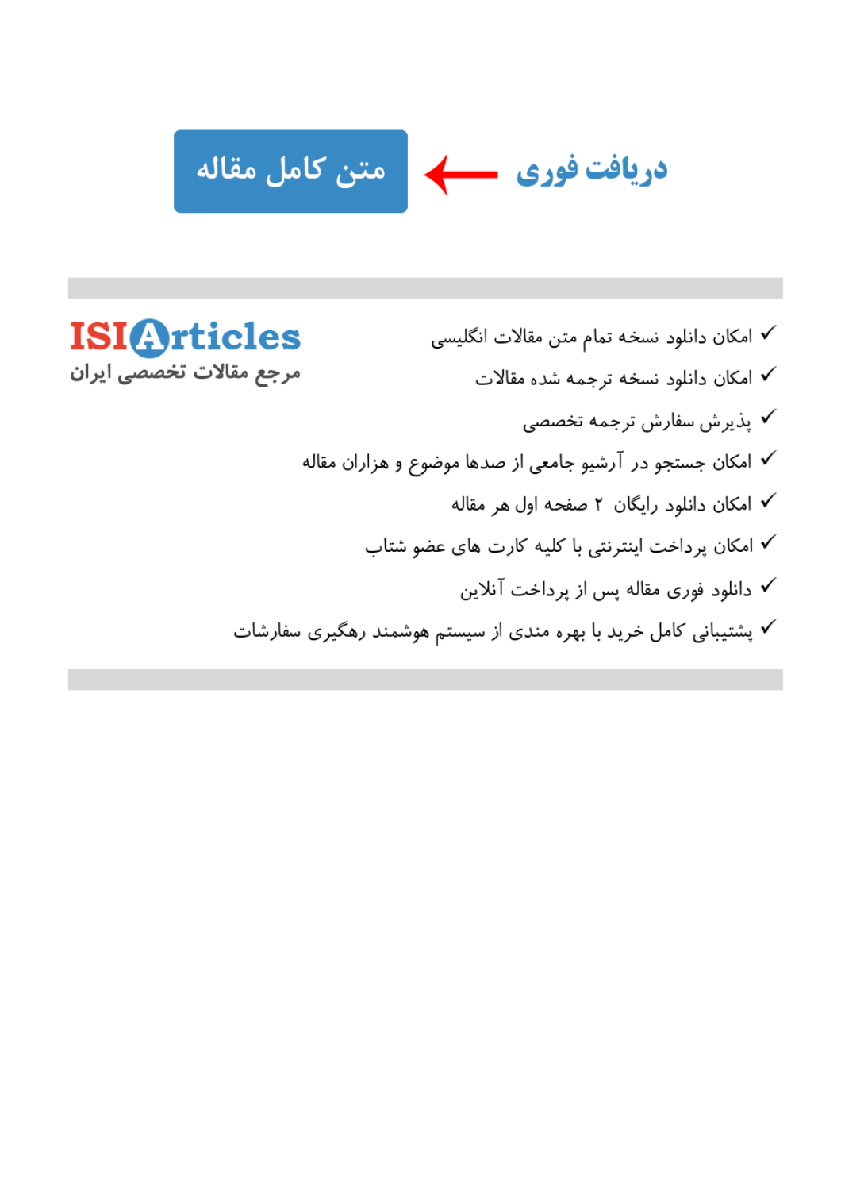دریافت فوری ← متن کامل مقاله

**ISIArticles**
مرجع مقالات تخصصی ایران

- ✓ امکان دانلود نسخه تمام متن مقالات انگلیسی
- ✓ امکان دانلود نسخه ترجمه شده مقالات
- ✓ پذیرش سفارش ترجمه تخصصی
- ✓ امکان جستجو در آرشیو جامعی از صدها موضوع و هزاران مقاله
- ✓ امکان دانلود رایگان ۲ صفحه اول هر مقاله
- ✓ امکان پرداخت اینترنتی با کلیه کارت های عضو شتاب
- ✓ دانلود فوری مقاله پس از پرداخت آنلاین
- ✓ پشتیبانی کامل خرید با بهره مندی از سیستم هوشمند رهگیری سفارشات